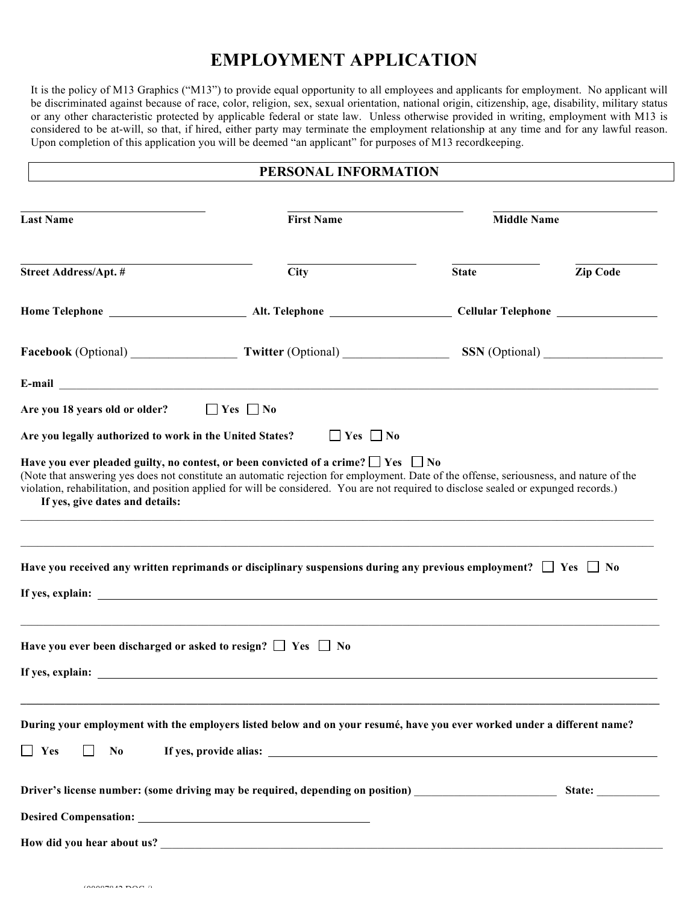# EMPLOYMENT APPLICATION

It is the policy of M13 Graphics ("M13") to provide equal opportunity to all employees and applicants for employment. No applicant will be discriminated against because of race, color, religion, sex, sexual orientation, national origin, citizenship, age, disability, military status or any other characteristic protected by applicable federal or state law. Unless otherwise provided in writing, employment with M13 is considered to be at-will, so that, if hired, either party may terminate the employment relationship at any time and for any lawful reason. Upon completion of this application you will be deemed "an applicant" for purposes of M13 recordkeeping.

## PERSONAL INFORMATION

| **Last Name** | **First Name** | **Middle Name** | |
|---|---|---|---|
| | | | |
| **Street Address/Apt. #** | **City** | **State** | **Zip Code** |
| | | | |

**Home Telephone** ______________________ **Alt. Telephone** ____________________ **Cellular Telephone** ________________

**Facebook** (Optional) _________________ **Twitter** (Optional) _________________ **SSN** (Optional) ___________________

**E-mail** ______________________________________________________________________________________________

**Are you 18 years old or older?** ☐ Yes ☐ No

**Are you legally authorized to work in the United States?** ☐ Yes ☐ No

**Have you ever pleaded guilty, no contest, or been convicted of a crime?** ☐ Yes ☐ No
(Note that answering yes does not constitute an automatic rejection for employment. Date of the offense, seriousness, and nature of the violation, rehabilitation, and position applied for will be considered. You are not required to disclose sealed or expunged records.)

**If yes, give dates and details:**

______________________________________________________________________________________________

______________________________________________________________________________________________

**Have you received any written reprimands or disciplinary suspensions during any previous employment?** ☐ Yes ☐ No

**If yes, explain:** ______________________________________________________________________________________

______________________________________________________________________________________________

**Have you ever been discharged or asked to resign?** ☐ Yes ☐ No

**If yes, explain:** ______________________________________________________________________________________

______________________________________________________________________________________________

**During your employment with the employers listed below and on your resumé, have you ever worked under a different name?**

☐ **Yes** ☐ **No** **If yes, provide alias:** ______________________________________________________________

**Driver's license number: (some driving may be required, depending on position)** ________________________ **State:** __________

**Desired Compensation:** ________________________________________

**How did you hear about us?** ______________________________________________________________________________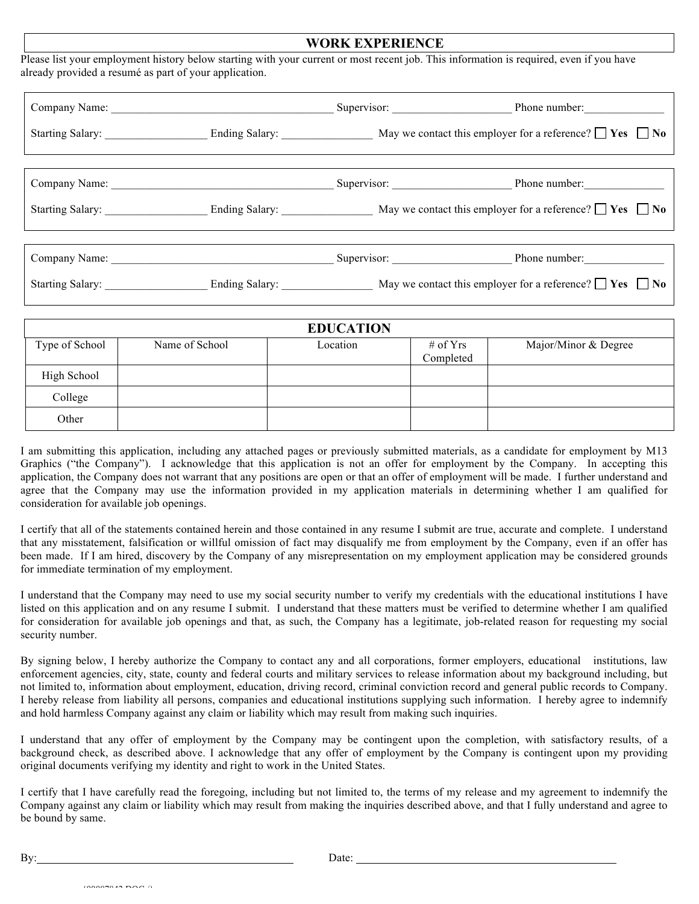## WORK EXPERIENCE

Please list your employment history below starting with your current or most recent job. This information is required, even if you have already provided a resumé as part of your application.

Company Name: ________________________________________ Supervisor: _____________________ Phone number:______________

Starting Salary: __________________ Ending Salary: ________________ May we contact this employer for a reference? ☐ **Yes** ☐ **No**

Company Name: ________________________________________ Supervisor: _____________________ Phone number:______________

Starting Salary: __________________ Ending Salary: ________________ May we contact this employer for a reference? ☐ **Yes** ☐ **No**

Company Name: ________________________________________ Supervisor: _____________________ Phone number:______________

Starting Salary: __________________ Ending Salary: ________________ May we contact this employer for a reference? ☐ **Yes** ☐ **No**

## EDUCATION

| Type of School | Name of School | Location | # of Yrs Completed | Major/Minor & Degree |
|---|---|---|---|---|
| High School | | | | |
| College | | | | |
| Other | | | | |

I am submitting this application, including any attached pages or previously submitted materials, as a candidate for employment by M13 Graphics ("the Company"). I acknowledge that this application is not an offer for employment by the Company. In accepting this application, the Company does not warrant that any positions are open or that an offer of employment will be made. I further understand and agree that the Company may use the information provided in my application materials in determining whether I am qualified for consideration for available job openings.

I certify that all of the statements contained herein and those contained in any resume I submit are true, accurate and complete. I understand that any misstatement, falsification or willful omission of fact may disqualify me from employment by the Company, even if an offer has been made. If I am hired, discovery by the Company of any misrepresentation on my employment application may be considered grounds for immediate termination of my employment.

I understand that the Company may need to use my social security number to verify my credentials with the educational institutions I have listed on this application and on any resume I submit. I understand that these matters must be verified to determine whether I am qualified for consideration for available job openings and that, as such, the Company has a legitimate, job-related reason for requesting my social security number.

By signing below, I hereby authorize the Company to contact any and all corporations, former employers, educational institutions, law enforcement agencies, city, state, county and federal courts and military services to release information about my background including, but not limited to, information about employment, education, driving record, criminal conviction record and general public records to Company. I hereby release from liability all persons, companies and educational institutions supplying such information. I hereby agree to indemnify and hold harmless Company against any claim or liability which may result from making such inquiries.

I understand that any offer of employment by the Company may be contingent upon the completion, with satisfactory results, of a background check, as described above. I acknowledge that any offer of employment by the Company is contingent upon my providing original documents verifying my identity and right to work in the United States.

I certify that I have carefully read the foregoing, including but not limited to, the terms of my release and my agreement to indemnify the Company against any claim or liability which may result from making the inquiries described above, and that I fully understand and agree to be bound by same.

By: ____________________________________________ Date: ________________________________________________